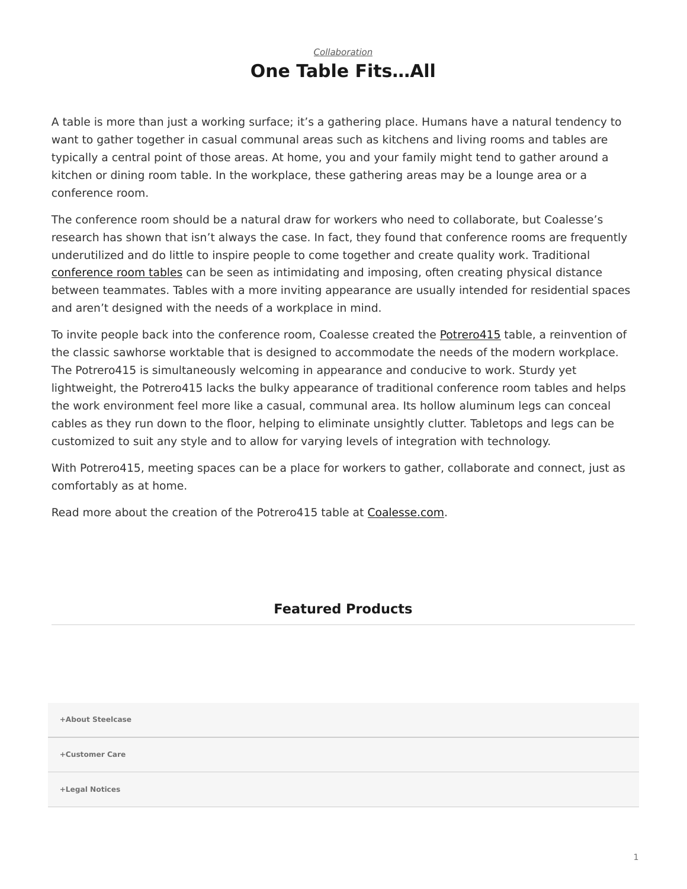*Collaboration*

# One Table Fits…All

A table is more than just a working surface; it's a gathering place. Humans have a natural tendency to want to gather together in casual communal areas such as kitchens and living rooms and tables are typically a central point of those areas. At home, you and your family might tend to gather around a kitchen or dining room table. In the workplace, these gathering areas may be a lounge area or a conference room.

The conference room should be a natural draw for workers who need to collaborate, but Coalesse's research has shown that isn't always the case. In fact, they found that conference rooms are frequently underutilized and do little to inspire people to come together and create quality work. Traditional conference room tables can be seen as intimidating and imposing, often creating physical distance between teammates. Tables with a more inviting appearance are usually intended for residential spaces and aren't designed with the needs of a workplace in mind.

To invite people back into the conference room, Coalesse created the Potrero415 table, a reinvention of the classic sawhorse worktable that is designed to accommodate the needs of the modern workplace. The Potrero415 is simultaneously welcoming in appearance and conducive to work. Sturdy yet lightweight, the Potrero415 lacks the bulky appearance of traditional conference room tables and helps the work environment feel more like a casual, communal area. Its hollow aluminum legs can conceal cables as they run down to the floor, helping to eliminate unsightly clutter. Tabletops and legs can be customized to suit any style and to allow for varying levels of integration with technology.

With Potrero415, meeting spaces can be a place for workers to gather, collaborate and connect, just as comfortably as at home.

Read more about the creation of the Potrero415 table at Coalesse.com.

## Featured Products

**+About Steelcase**

**+Customer Care**

**+Legal Notices**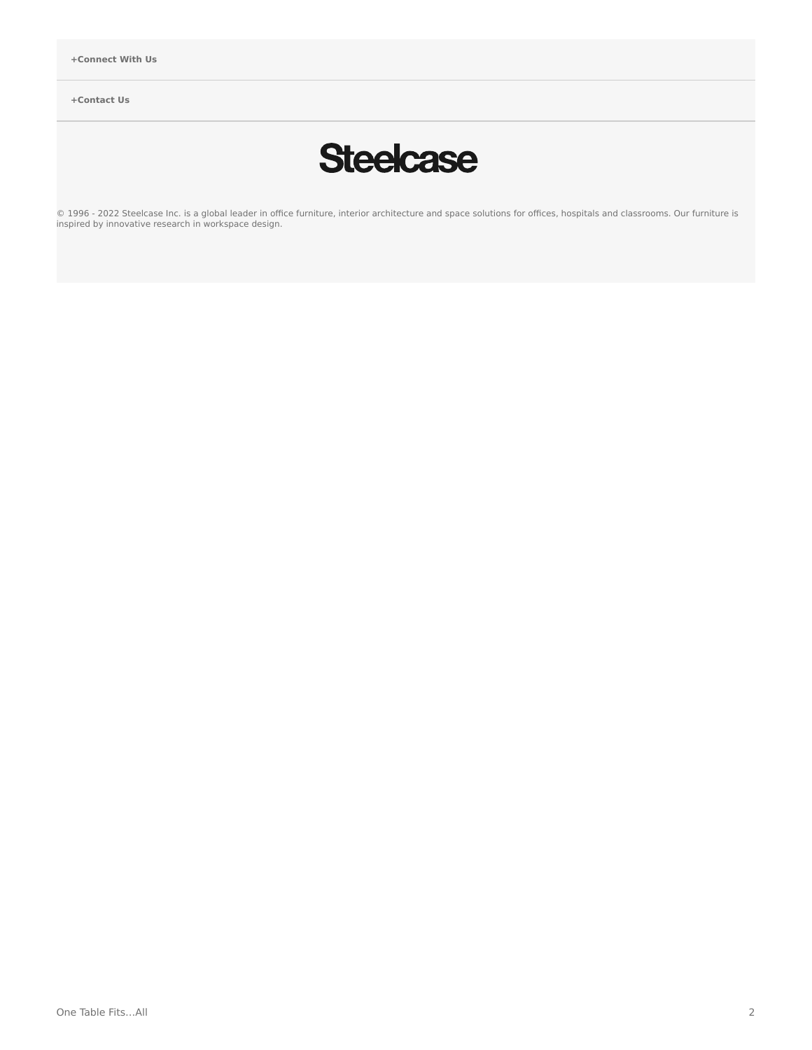**+Connect With Us**

**+Contact Us**

Steelcase

© 1996 - 2022 Steelcase Inc. is a global leader in office furniture, interior architecture and space solutions for offices, hospitals and classrooms. Our furniture is inspired by innovative research in workspace design.